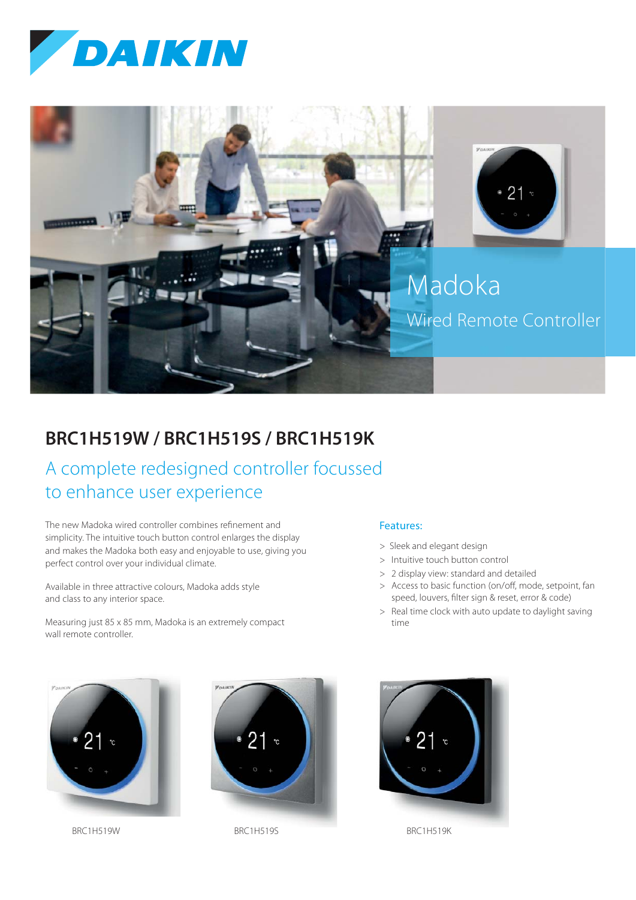# DAIKIN

Madoka

Wired Remote Controller

## BRC1H519W / BRC1H519S / BRC1H519K

### A complete redesigned controller focussed to enhance user experience

The new Madoka wired controller combines refinement and simplicity. The intuitive touch button control enlarges the display and makes the Madoka both easy and enjoyable to use, giving you perfect control over your individual climate.

Available in three attractive colours, Madoka adds style and class to any interior space.

Measuring just 85 x 85 mm, Madoka is an extremely compact wall remote controller.

**Features:**

> Sleek and elegant design

> Intuitive touch button control

> 2 display view: standard and detailed

> Access to basic function (on/off, mode, setpoint, fan speed, louvers, filter sign & reset, error & code)

> Real time clock with auto update to daylight saving time

BRC1H519W

BRC1H519S

BRC1H519K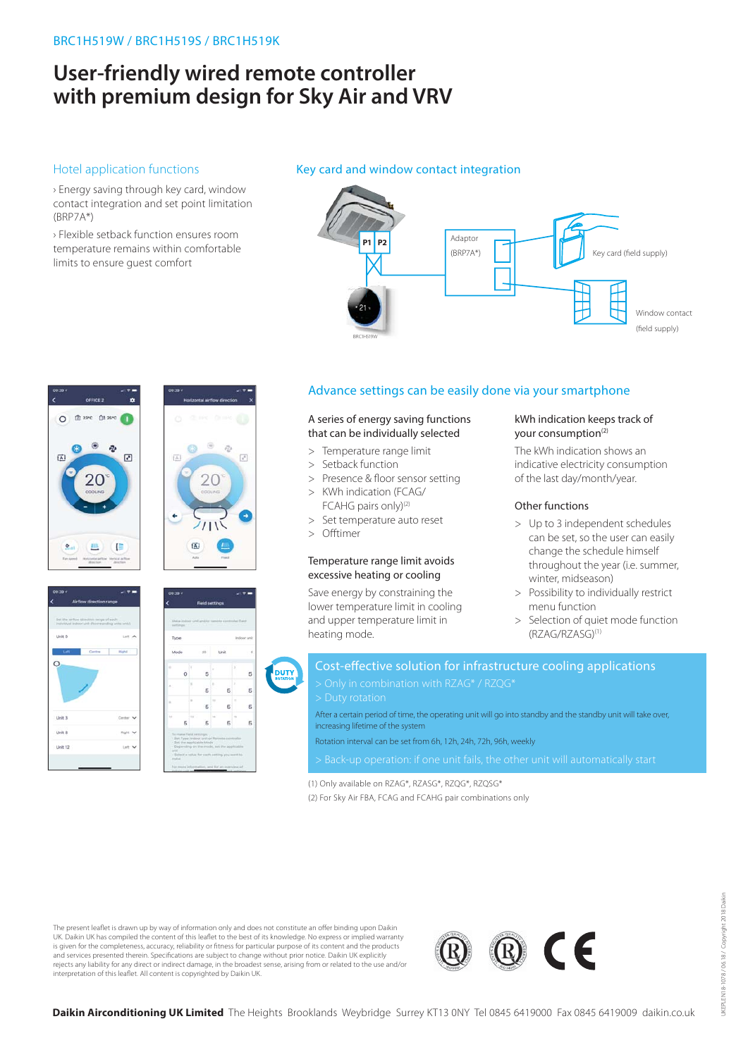BRC1H519W / BRC1H519S / BRC1H519K

# User-friendly wired remote controller with premium design for Sky Air and VRV

## Hotel application functions

› Energy saving through key card, window contact integration and set point limitation (BRP7A*)

› Flexible setback function ensures room temperature remains within comfortable limits to ensure guest comfort

## Key card and window contact integration

P1 P2

Adaptor (BRP7A*)

Key card (field supply)

Window contact (field supply)

BRC1H519W

## Advance settings can be easily done via your smartphone

### A series of energy saving functions that can be individually selected

- Temperature range limit
- Setback function
- Presence & floor sensor setting
- KWh indication (FCAG/FCAHG pairs only)(2)
- Set temperature auto reset
- Offtimer

### Temperature range limit avoids excessive heating or cooling

Save energy by constraining the lower temperature limit in cooling and upper temperature limit in heating mode.

### kWh indication keeps track of your consumption(2)

The kWh indication shows an indicative electricity consumption of the last day/month/year.

### Other functions

- Up to 3 independent schedules can be set, so the user can easily change the schedule himself throughout the year (i.e. summer, winter, midseason)
- Possibility to individually restrict menu function
- Selection of quiet mode function (RZAG/RZASG)(1)

## Cost-effective solution for infrastructure cooling applications

> Only in combination with RZAG* / RZQG*

> Duty rotation

After a certain period of time, the operating unit will go into standby and the standby unit will take over, increasing lifetime of the system

Rotation interval can be set from 6h, 12h, 24h, 72h, 96h, weekly

> Back-up operation: if one unit fails, the other unit will automatically start

(1) Only available on RZAG*, RZASG*, RZQG*, RZQSG*

(2) For Sky Air FBA, FCAG and FCAHG pair combinations only

The present leaflet is drawn up by way of information only and does not constitute an offer binding upon Daikin UK. Daikin UK has compiled the content of this leaflet to the best of its knowledge. No express or implied warranty is given for the completeness, accuracy, reliability or fitness for particular purpose of its content and the products and services presented therein. Specifications are subject to change without prior notice. Daikin UK explicitly rejects any liability for any direct or indirect damage, in the broadest sense, arising from or related to the use and/or interpretation of this leaflet. All content is copyrighted by Daikin UK.

**Daikin Airconditioning UK Limited** The Heights Brooklands Weybridge Surrey KT13 0NY Tel 0845 6419000 Fax 0845 6419009 daikin.co.uk